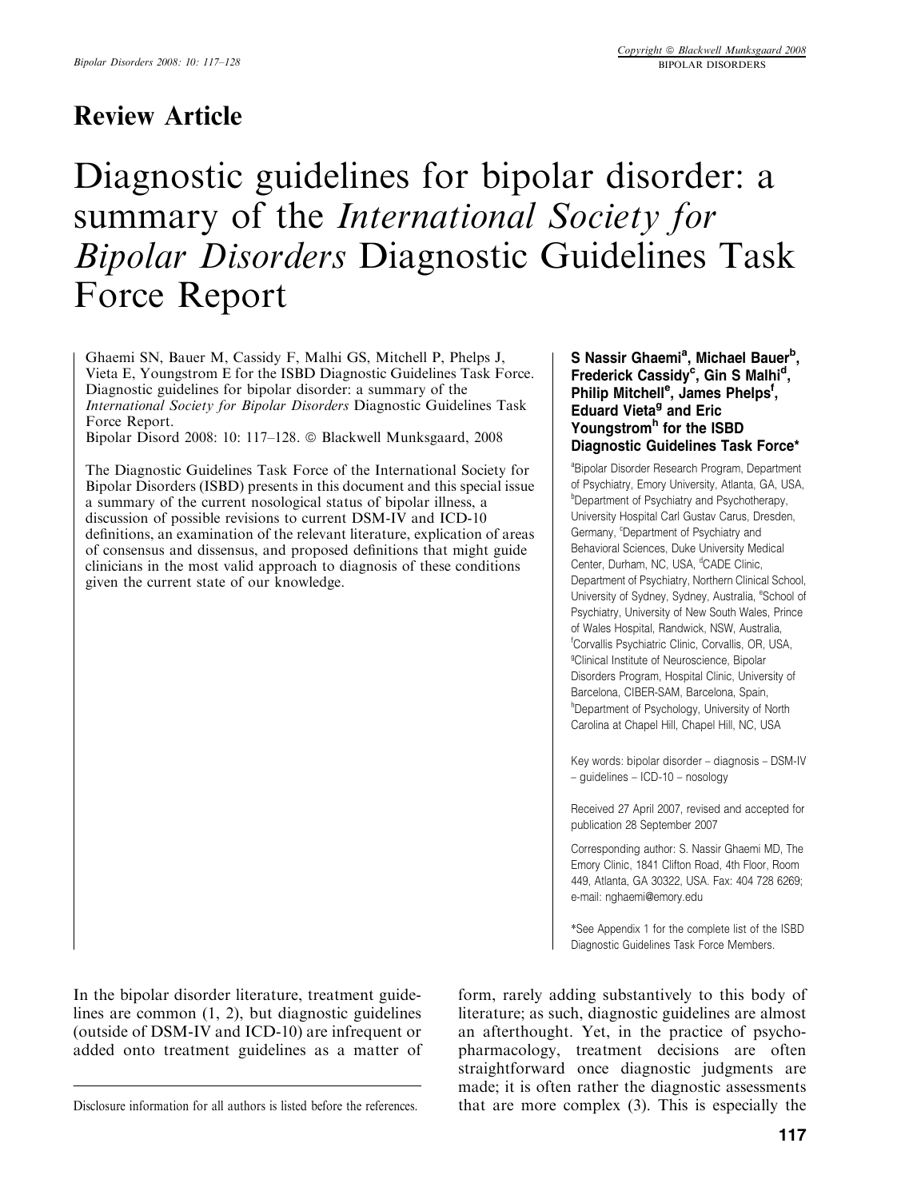## Review Article

# Diagnostic guidelines for bipolar disorder: a summary of the *International Society for Bipolar Disorders* Diagnostic Guidelines Task Force Report

Ghaemi SN, Bauer M, Cassidy F, Malhi GS, Mitchell P, Phelps J, Vieta E, Youngstrom E for the ISBD Diagnostic Guidelines Task Force. Diagnostic guidelines for bipolar disorder: a summary of the *International Society for Bipolar Disorders* Diagnostic Guidelines Task Force Report.
Bipolar Disord 2008: 10: 117–128. © Blackwell Munksgaard, 2008

The Diagnostic Guidelines Task Force of the International Society for Bipolar Disorders (ISBD) presents in this document and this special issue a summary of the current nosological status of bipolar illness, a discussion of possible revisions to current DSM-IV and ICD-10 definitions, an examination of the relevant literature, explication of areas of consensus and dissensus, and proposed definitions that might guide clinicians in the most valid approach to diagnosis of these conditions given the current state of our knowledge.

**S Nassir Ghaemi[a], Michael Bauer[b], Frederick Cassidy[c], Gin S Malhi[d], Philip Mitchell[e], James Phelps[f], Eduard Vieta[g] and Eric Youngstrom[h] for the ISBD Diagnostic Guidelines Task Force***

[a]Bipolar Disorder Research Program, Department of Psychiatry, Emory University, Atlanta, GA, USA, [b]Department of Psychiatry and Psychotherapy, University Hospital Carl Gustav Carus, Dresden, Germany, [c]Department of Psychiatry and Behavioral Sciences, Duke University Medical Center, Durham, NC, USA, [d]CADE Clinic, Department of Psychiatry, Northern Clinical School, University of Sydney, Sydney, Australia, [e]School of Psychiatry, University of New South Wales, Prince of Wales Hospital, Randwick, NSW, Australia, [f]Corvallis Psychiatric Clinic, Corvallis, OR, USA, [g]Clinical Institute of Neuroscience, Bipolar Disorders Program, Hospital Clinic, University of Barcelona, CIBER-SAM, Barcelona, Spain, [h]Department of Psychology, University of North Carolina at Chapel Hill, Chapel Hill, NC, USA

Key words: bipolar disorder – diagnosis – DSM-IV – guidelines – ICD-10 – nosology

Received 27 April 2007, revised and accepted for publication 28 September 2007

Corresponding author: S. Nassir Ghaemi MD, The Emory Clinic, 1841 Clifton Road, 4th Floor, Room 449, Atlanta, GA 30322, USA. Fax: 404 728 6269; e-mail: nghaemi@emory.edu

*See Appendix 1 for the complete list of the ISBD Diagnostic Guidelines Task Force Members.

In the bipolar disorder literature, treatment guidelines are common (1, 2), but diagnostic guidelines (outside of DSM-IV and ICD-10) are infrequent or added onto treatment guidelines as a matter of form, rarely adding substantively to this body of literature; as such, diagnostic guidelines are almost an afterthought. Yet, in the practice of psychopharmacology, treatment decisions are often straightforward once diagnostic judgments are made; it is often rather the diagnostic assessments that are more complex (3). This is especially the

Disclosure information for all authors is listed before the references.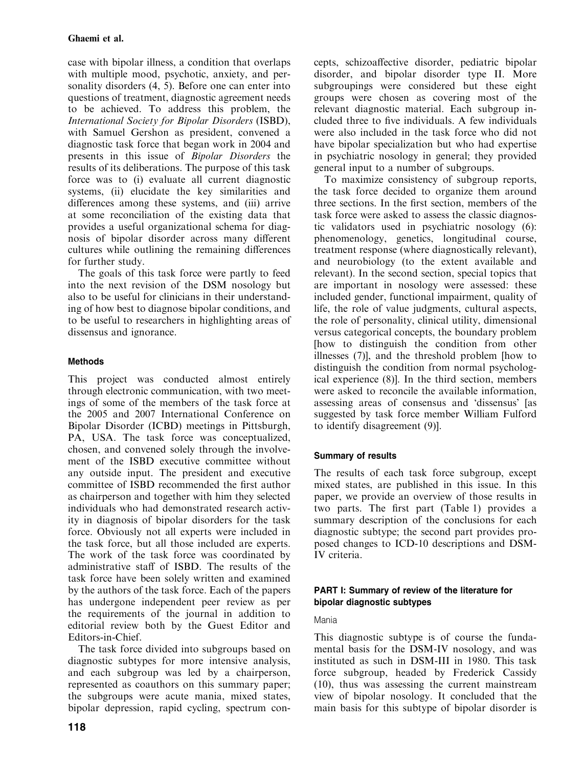case with bipolar illness, a condition that overlaps with multiple mood, psychotic, anxiety, and personality disorders (4, 5). Before one can enter into questions of treatment, diagnostic agreement needs to be achieved. To address this problem, the *International Society for Bipolar Disorders* (ISBD), with Samuel Gershon as president, convened a diagnostic task force that began work in 2004 and presents in this issue of *Bipolar Disorders* the results of its deliberations. The purpose of this task force was to (i) evaluate all current diagnostic systems, (ii) elucidate the key similarities and differences among these systems, and (iii) arrive at some reconciliation of the existing data that provides a useful organizational schema for diagnosis of bipolar disorder across many different cultures while outlining the remaining differences for further study.

The goals of this task force were partly to feed into the next revision of the DSM nosology but also to be useful for clinicians in their understanding of how best to diagnose bipolar conditions, and to be useful to researchers in highlighting areas of dissensus and ignorance.

## Methods

This project was conducted almost entirely through electronic communication, with two meetings of some of the members of the task force at the 2005 and 2007 International Conference on Bipolar Disorder (ICBD) meetings in Pittsburgh, PA, USA. The task force was conceptualized, chosen, and convened solely through the involvement of the ISBD executive committee without any outside input. The president and executive committee of ISBD recommended the first author as chairperson and together with him they selected individuals who had demonstrated research activity in diagnosis of bipolar disorders for the task force. Obviously not all experts were included in the task force, but all those included are experts. The work of the task force was coordinated by administrative staff of ISBD. The results of the task force have been solely written and examined by the authors of the task force. Each of the papers has undergone independent peer review as per the requirements of the journal in addition to editorial review both by the Guest Editor and Editors-in-Chief.

The task force divided into subgroups based on diagnostic subtypes for more intensive analysis, and each subgroup was led by a chairperson, represented as coauthors on this summary paper; the subgroups were acute mania, mixed states, bipolar depression, rapid cycling, spectrum concepts, schizoaffective disorder, pediatric bipolar disorder, and bipolar disorder type II. More subgroupings were considered but these eight groups were chosen as covering most of the relevant diagnostic material. Each subgroup included three to five individuals. A few individuals were also included in the task force who did not have bipolar specialization but who had expertise in psychiatric nosology in general; they provided general input to a number of subgroups.

To maximize consistency of subgroup reports, the task force decided to organize them around three sections. In the first section, members of the task force were asked to assess the classic diagnostic validators used in psychiatric nosology (6): phenomenology, genetics, longitudinal course, treatment response (where diagnostically relevant), and neurobiology (to the extent available and relevant). In the second section, special topics that are important in nosology were assessed: these included gender, functional impairment, quality of life, the role of value judgments, cultural aspects, the role of personality, clinical utility, dimensional versus categorical concepts, the boundary problem [how to distinguish the condition from other illnesses (7)], and the threshold problem [how to distinguish the condition from normal psychological experience (8)]. In the third section, members were asked to reconcile the available information, assessing areas of consensus and 'dissensus' [as suggested by task force member William Fulford to identify disagreement (9)].

## Summary of results

The results of each task force subgroup, except mixed states, are published in this issue. In this paper, we provide an overview of those results in two parts. The first part (Table 1) provides a summary description of the conclusions for each diagnostic subtype; the second part provides proposed changes to ICD-10 descriptions and DSM-IV criteria.

## PART I: Summary of review of the literature for bipolar diagnostic subtypes

### Mania

This diagnostic subtype is of course the fundamental basis for the DSM-IV nosology, and was instituted as such in DSM-III in 1980. This task force subgroup, headed by Frederick Cassidy (10), thus was assessing the current mainstream view of bipolar nosology. It concluded that the main basis for this subtype of bipolar disorder is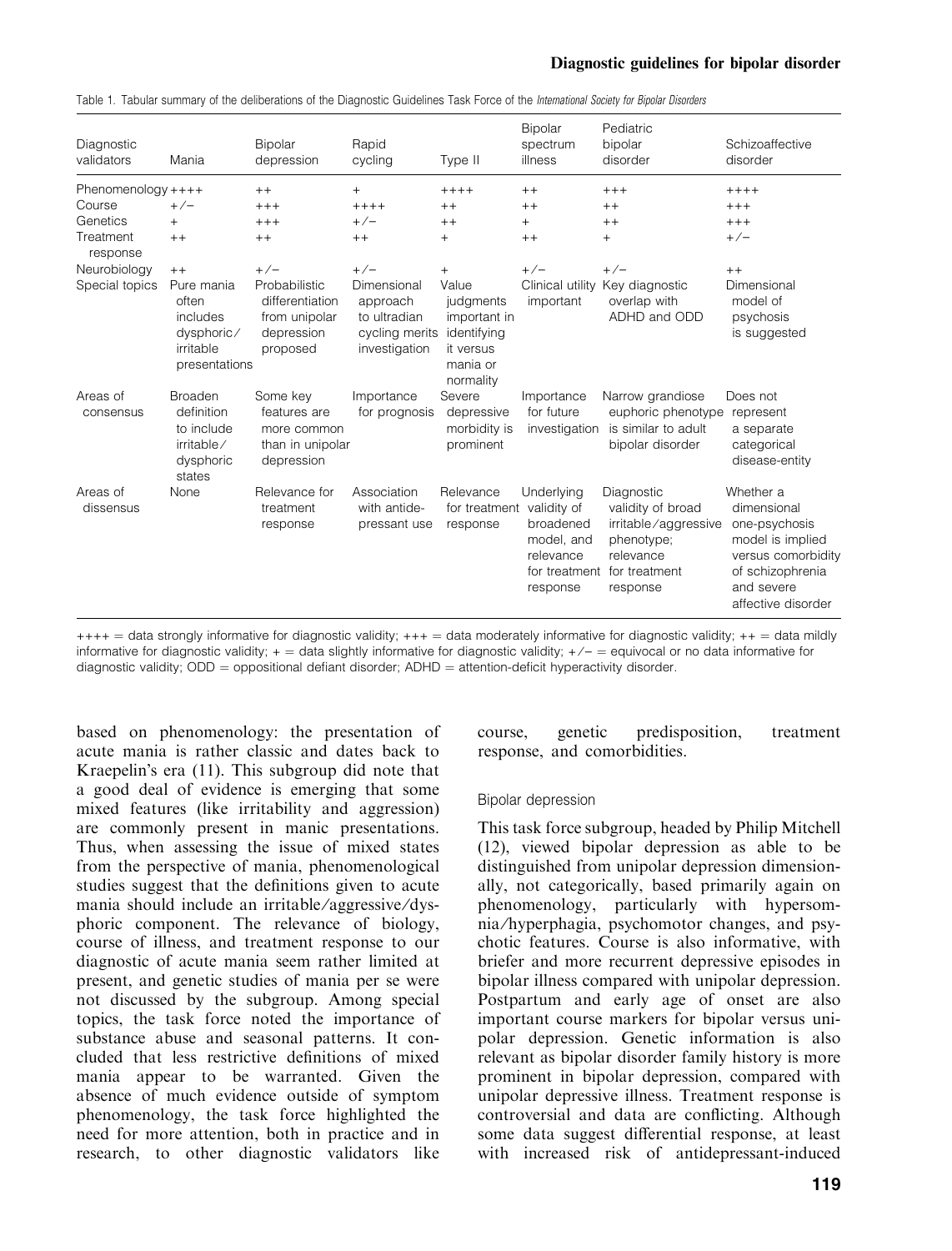Table 1. Tabular summary of the deliberations of the Diagnostic Guidelines Task Force of the *International Society for Bipolar Disorders*

| Diagnostic validators | Mania | Bipolar depression | Rapid cycling | Type II | Bipolar spectrum illness | Pediatric bipolar disorder | Schizoaffective disorder |
|---|---|---|---|---|---|---|---|
| Phenomenology | ++++ | ++ | + | ++++ | ++ | +++ | ++++ |
| Course | +/− | +++ | ++++ | ++ | ++ | ++ | +++ |
| Genetics | + | +++ | +/− | ++ | + | ++ | +++ |
| Treatment response | ++ | ++ | ++ | + | ++ | + | +/− |
| Neurobiology | ++ | +/− | +/− | + | +/− | +/− | ++ |
| Special topics | Pure mania often includes dysphoric/irritable presentations | Probabilistic differentiation from unipolar depression proposed | Dimensional approach to ultradian cycling merits investigation | Value judgments important in identifying it versus mania or normality | Clinical utility important | Key diagnostic overlap with ADHD and ODD | Dimensional model of psychosis is suggested |
| Areas of consensus | Broaden definition to include irritable/dysphoric states | Some key features are more common than in unipolar depression | Importance for prognosis | Severe depressive morbidity is prominent | Importance for future investigation | Narrow grandiose euphoric phenotype is similar to adult bipolar disorder | Does not represent a separate categorical disease-entity |
| Areas of dissensus | None | Relevance for treatment response | Association with antidepressant use | Relevance for treatment response | Underlying validity of broadened model, and relevance for treatment response | Diagnostic validity of broad irritable/aggressive phenotype; relevance for treatment response | Whether a dimensional one-psychosis model is implied versus comorbidity of schizophrenia and severe affective disorder |

++++ = data strongly informative for diagnostic validity; +++ = data moderately informative for diagnostic validity; ++ = data mildly informative for diagnostic validity; + = data slightly informative for diagnostic validity; +/− = equivocal or no data informative for diagnostic validity; ODD = oppositional defiant disorder; ADHD = attention-deficit hyperactivity disorder.

based on phenomenology: the presentation of acute mania is rather classic and dates back to Kraepelin's era (11). This subgroup did note that a good deal of evidence is emerging that some mixed features (like irritability and aggression) are commonly present in manic presentations. Thus, when assessing the issue of mixed states from the perspective of mania, phenomenological studies suggest that the definitions given to acute mania should include an irritable/aggressive/dysphoric component. The relevance of biology, course of illness, and treatment response to our diagnostic of acute mania seem rather limited at present, and genetic studies of mania per se were not discussed by the subgroup. Among special topics, the task force noted the importance of substance abuse and seasonal patterns. It concluded that less restrictive definitions of mixed mania appear to be warranted. Given the absence of much evidence outside of symptom phenomenology, the task force highlighted the need for more attention, both in practice and in research, to other diagnostic validators like course, genetic predisposition, treatment response, and comorbidities.

### Bipolar depression

This task force subgroup, headed by Philip Mitchell (12), viewed bipolar depression as able to be distinguished from unipolar depression dimensionally, not categorically, based primarily again on phenomenology, particularly with hypersomnia/hyperphagia, psychomotor changes, and psychotic features. Course is also informative, with briefer and more recurrent depressive episodes in bipolar illness compared with unipolar depression. Postpartum and early age of onset are also important course markers for bipolar versus unipolar depression. Genetic information is also relevant as bipolar disorder family history is more prominent in bipolar depression, compared with unipolar depressive illness. Treatment response is controversial and data are conflicting. Although some data suggest differential response, at least with increased risk of antidepressant-induced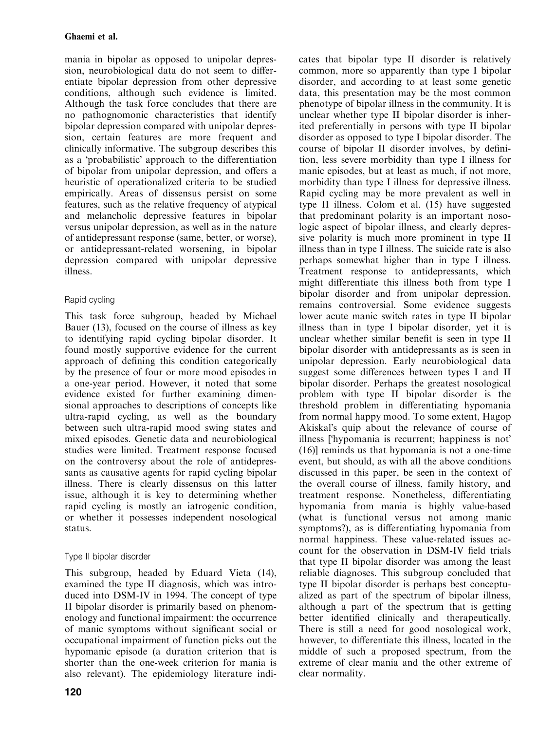mania in bipolar as opposed to unipolar depression, neurobiological data do not seem to differentiate bipolar depression from other depressive conditions, although such evidence is limited. Although the task force concludes that there are no pathognomonic characteristics that identify bipolar depression compared with unipolar depression, certain features are more frequent and clinically informative. The subgroup describes this as a 'probabilistic' approach to the differentiation of bipolar from unipolar depression, and offers a heuristic of operationalized criteria to be studied empirically. Areas of dissensus persist on some features, such as the relative frequency of atypical and melancholic depressive features in bipolar versus unipolar depression, as well as in the nature of antidepressant response (same, better, or worse), or antidepressant-related worsening, in bipolar depression compared with unipolar depressive illness.

### Rapid cycling

This task force subgroup, headed by Michael Bauer (13), focused on the course of illness as key to identifying rapid cycling bipolar disorder. It found mostly supportive evidence for the current approach of defining this condition categorically by the presence of four or more mood episodes in a one-year period. However, it noted that some evidence existed for further examining dimensional approaches to descriptions of concepts like ultra-rapid cycling, as well as the boundary between such ultra-rapid mood swing states and mixed episodes. Genetic data and neurobiological studies were limited. Treatment response focused on the controversy about the role of antidepressants as causative agents for rapid cycling bipolar illness. There is clearly dissensus on this latter issue, although it is key to determining whether rapid cycling is mostly an iatrogenic condition, or whether it possesses independent nosological status.

### Type II bipolar disorder

This subgroup, headed by Eduard Vieta (14), examined the type II diagnosis, which was introduced into DSM-IV in 1994. The concept of type II bipolar disorder is primarily based on phenomenology and functional impairment: the occurrence of manic symptoms without significant social or occupational impairment of function picks out the hypomanic episode (a duration criterion that is shorter than the one-week criterion for mania is also relevant). The epidemiology literature indicates that bipolar type II disorder is relatively common, more so apparently than type I bipolar disorder, and according to at least some genetic data, this presentation may be the most common phenotype of bipolar illness in the community. It is unclear whether type II bipolar disorder is inherited preferentially in persons with type II bipolar disorder as opposed to type I bipolar disorder. The course of bipolar II disorder involves, by definition, less severe morbidity than type I illness for manic episodes, but at least as much, if not more, morbidity than type I illness for depressive illness. Rapid cycling may be more prevalent as well in type II illness. Colom et al. (15) have suggested that predominant polarity is an important nosologic aspect of bipolar illness, and clearly depressive polarity is much more prominent in type II illness than in type I illness. The suicide rate is also perhaps somewhat higher than in type I illness. Treatment response to antidepressants, which might differentiate this illness both from type I bipolar disorder and from unipolar depression, remains controversial. Some evidence suggests lower acute manic switch rates in type II bipolar illness than in type I bipolar disorder, yet it is unclear whether similar benefit is seen in type II bipolar disorder with antidepressants as is seen in unipolar depression. Early neurobiological data suggest some differences between types I and II bipolar disorder. Perhaps the greatest nosological problem with type II bipolar disorder is the threshold problem in differentiating hypomania from normal happy mood. To some extent, Hagop Akiskal's quip about the relevance of course of illness ['hypomania is recurrent; happiness is not' (16)] reminds us that hypomania is not a one-time event, but should, as with all the above conditions discussed in this paper, be seen in the context of the overall course of illness, family history, and treatment response. Nonetheless, differentiating hypomania from mania is highly value-based (what is functional versus not among manic symptoms?), as is differentiating hypomania from normal happiness. These value-related issues account for the observation in DSM-IV field trials that type II bipolar disorder was among the least reliable diagnoses. This subgroup concluded that type II bipolar disorder is perhaps best conceptualized as part of the spectrum of bipolar illness, although a part of the spectrum that is getting better identified clinically and therapeutically. There is still a need for good nosological work, however, to differentiate this illness, located in the middle of such a proposed spectrum, from the extreme of clear mania and the other extreme of clear normality.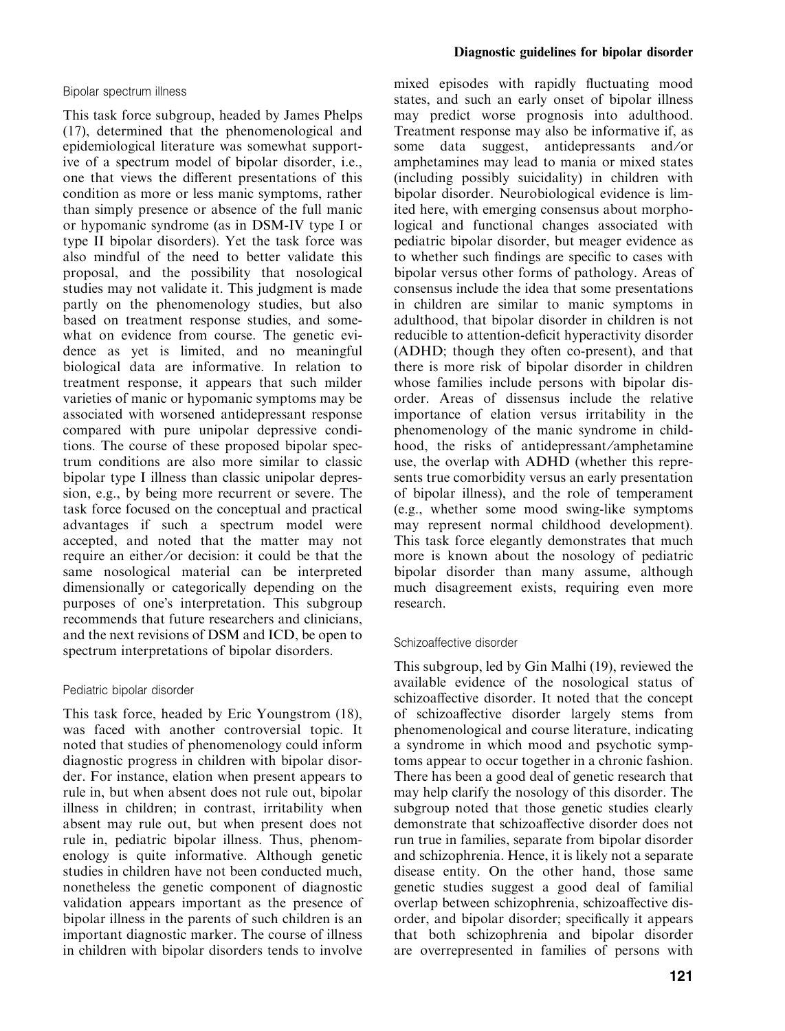### Bipolar spectrum illness

This task force subgroup, headed by James Phelps (17), determined that the phenomenological and epidemiological literature was somewhat supportive of a spectrum model of bipolar disorder, i.e., one that views the different presentations of this condition as more or less manic symptoms, rather than simply presence or absence of the full manic or hypomanic syndrome (as in DSM-IV type I or type II bipolar disorders). Yet the task force was also mindful of the need to better validate this proposal, and the possibility that nosological studies may not validate it. This judgment is made partly on the phenomenology studies, but also based on treatment response studies, and somewhat on evidence from course. The genetic evidence as yet is limited, and no meaningful biological data are informative. In relation to treatment response, it appears that such milder varieties of manic or hypomanic symptoms may be associated with worsened antidepressant response compared with pure unipolar depressive conditions. The course of these proposed bipolar spectrum conditions are also more similar to classic bipolar type I illness than classic unipolar depression, e.g., by being more recurrent or severe. The task force focused on the conceptual and practical advantages if such a spectrum model were accepted, and noted that the matter may not require an either/or decision: it could be that the same nosological material can be interpreted dimensionally or categorically depending on the purposes of one's interpretation. This subgroup recommends that future researchers and clinicians, and the next revisions of DSM and ICD, be open to spectrum interpretations of bipolar disorders.

### Pediatric bipolar disorder

This task force, headed by Eric Youngstrom (18), was faced with another controversial topic. It noted that studies of phenomenology could inform diagnostic progress in children with bipolar disorder. For instance, elation when present appears to rule in, but when absent does not rule out, bipolar illness in children; in contrast, irritability when absent may rule out, but when present does not rule in, pediatric bipolar illness. Thus, phenomenology is quite informative. Although genetic studies in children have not been conducted much, nonetheless the genetic component of diagnostic validation appears important as the presence of bipolar illness in the parents of such children is an important diagnostic marker. The course of illness in children with bipolar disorders tends to involve mixed episodes with rapidly fluctuating mood states, and such an early onset of bipolar illness may predict worse prognosis into adulthood. Treatment response may also be informative if, as some data suggest, antidepressants and/or amphetamines may lead to mania or mixed states (including possibly suicidality) in children with bipolar disorder. Neurobiological evidence is limited here, with emerging consensus about morphological and functional changes associated with pediatric bipolar disorder, but meager evidence as to whether such findings are specific to cases with bipolar versus other forms of pathology. Areas of consensus include the idea that some presentations in children are similar to manic symptoms in adulthood, that bipolar disorder in children is not reducible to attention-deficit hyperactivity disorder (ADHD; though they often co-present), and that there is more risk of bipolar disorder in children whose families include persons with bipolar disorder. Areas of dissensus include the relative importance of elation versus irritability in the phenomenology of the manic syndrome in childhood, the risks of antidepressant/amphetamine use, the overlap with ADHD (whether this represents true comorbidity versus an early presentation of bipolar illness), and the role of temperament (e.g., whether some mood swing-like symptoms may represent normal childhood development). This task force elegantly demonstrates that much more is known about the nosology of pediatric bipolar disorder than many assume, although much disagreement exists, requiring even more research.

### Schizoaffective disorder

This subgroup, led by Gin Malhi (19), reviewed the available evidence of the nosological status of schizoaffective disorder. It noted that the concept of schizoaffective disorder largely stems from phenomenological and course literature, indicating a syndrome in which mood and psychotic symptoms appear to occur together in a chronic fashion. There has been a good deal of genetic research that may help clarify the nosology of this disorder. The subgroup noted that those genetic studies clearly demonstrate that schizoaffective disorder does not run true in families, separate from bipolar disorder and schizophrenia. Hence, it is likely not a separate disease entity. On the other hand, those same genetic studies suggest a good deal of familial overlap between schizophrenia, schizoaffective disorder, and bipolar disorder; specifically it appears that both schizophrenia and bipolar disorder are overrepresented in families of persons with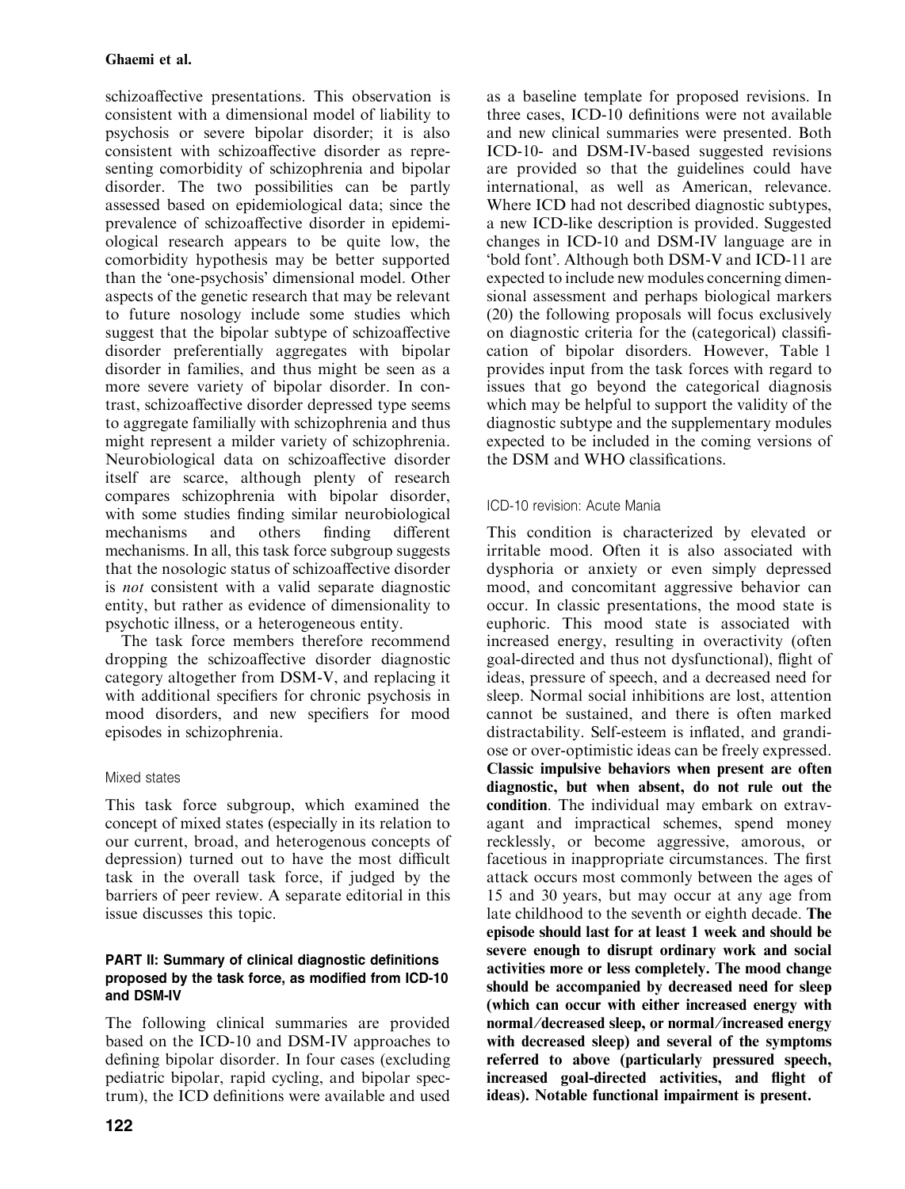schizoaffective presentations. This observation is consistent with a dimensional model of liability to psychosis or severe bipolar disorder; it is also consistent with schizoaffective disorder as representing comorbidity of schizophrenia and bipolar disorder. The two possibilities can be partly assessed based on epidemiological data; since the prevalence of schizoaffective disorder in epidemiological research appears to be quite low, the comorbidity hypothesis may be better supported than the 'one-psychosis' dimensional model. Other aspects of the genetic research that may be relevant to future nosology include some studies which suggest that the bipolar subtype of schizoaffective disorder preferentially aggregates with bipolar disorder in families, and thus might be seen as a more severe variety of bipolar disorder. In contrast, schizoaffective disorder depressed type seems to aggregate familially with schizophrenia and thus might represent a milder variety of schizophrenia. Neurobiological data on schizoaffective disorder itself are scarce, although plenty of research compares schizophrenia with bipolar disorder, with some studies finding similar neurobiological mechanisms and others finding different mechanisms. In all, this task force subgroup suggests that the nosologic status of schizoaffective disorder is *not* consistent with a valid separate diagnostic entity, but rather as evidence of dimensionality to psychotic illness, or a heterogeneous entity.

The task force members therefore recommend dropping the schizoaffective disorder diagnostic category altogether from DSM-V, and replacing it with additional specifiers for chronic psychosis in mood disorders, and new specifiers for mood episodes in schizophrenia.

### Mixed states

This task force subgroup, which examined the concept of mixed states (especially in its relation to our current, broad, and heterogenous concepts of depression) turned out to have the most difficult task in the overall task force, if judged by the barriers of peer review. A separate editorial in this issue discusses this topic.

## PART II: Summary of clinical diagnostic definitions proposed by the task force, as modified from ICD-10 and DSM-IV

The following clinical summaries are provided based on the ICD-10 and DSM-IV approaches to defining bipolar disorder. In four cases (excluding pediatric bipolar, rapid cycling, and bipolar spectrum), the ICD definitions were available and used as a baseline template for proposed revisions. In three cases, ICD-10 definitions were not available and new clinical summaries were presented. Both ICD-10- and DSM-IV-based suggested revisions are provided so that the guidelines could have international, as well as American, relevance. Where ICD had not described diagnostic subtypes, a new ICD-like description is provided. Suggested changes in ICD-10 and DSM-IV language are in 'bold font'. Although both DSM-V and ICD-11 are expected to include new modules concerning dimensional assessment and perhaps biological markers (20) the following proposals will focus exclusively on diagnostic criteria for the (categorical) classification of bipolar disorders. However, Table 1 provides input from the task forces with regard to issues that go beyond the categorical diagnosis which may be helpful to support the validity of the diagnostic subtype and the supplementary modules expected to be included in the coming versions of the DSM and WHO classifications.

### ICD-10 revision: Acute Mania

This condition is characterized by elevated or irritable mood. Often it is also associated with dysphoria or anxiety or even simply depressed mood, and concomitant aggressive behavior can occur. In classic presentations, the mood state is euphoric. This mood state is associated with increased energy, resulting in overactivity (often goal-directed and thus not dysfunctional), flight of ideas, pressure of speech, and a decreased need for sleep. Normal social inhibitions are lost, attention cannot be sustained, and there is often marked distractability. Self-esteem is inflated, and grandiose or over-optimistic ideas can be freely expressed. **Classic impulsive behaviors when present are often diagnostic, but when absent, do not rule out the condition**. The individual may embark on extravagant and impractical schemes, spend money recklessly, or become aggressive, amorous, or facetious in inappropriate circumstances. The first attack occurs most commonly between the ages of 15 and 30 years, but may occur at any age from late childhood to the seventh or eighth decade. **The episode should last for at least 1 week and should be severe enough to disrupt ordinary work and social activities more or less completely. The mood change should be accompanied by decreased need for sleep (which can occur with either increased energy with normal/decreased sleep, or normal/increased energy with decreased sleep) and several of the symptoms referred to above (particularly pressured speech, increased goal-directed activities, and flight of ideas). Notable functional impairment is present.**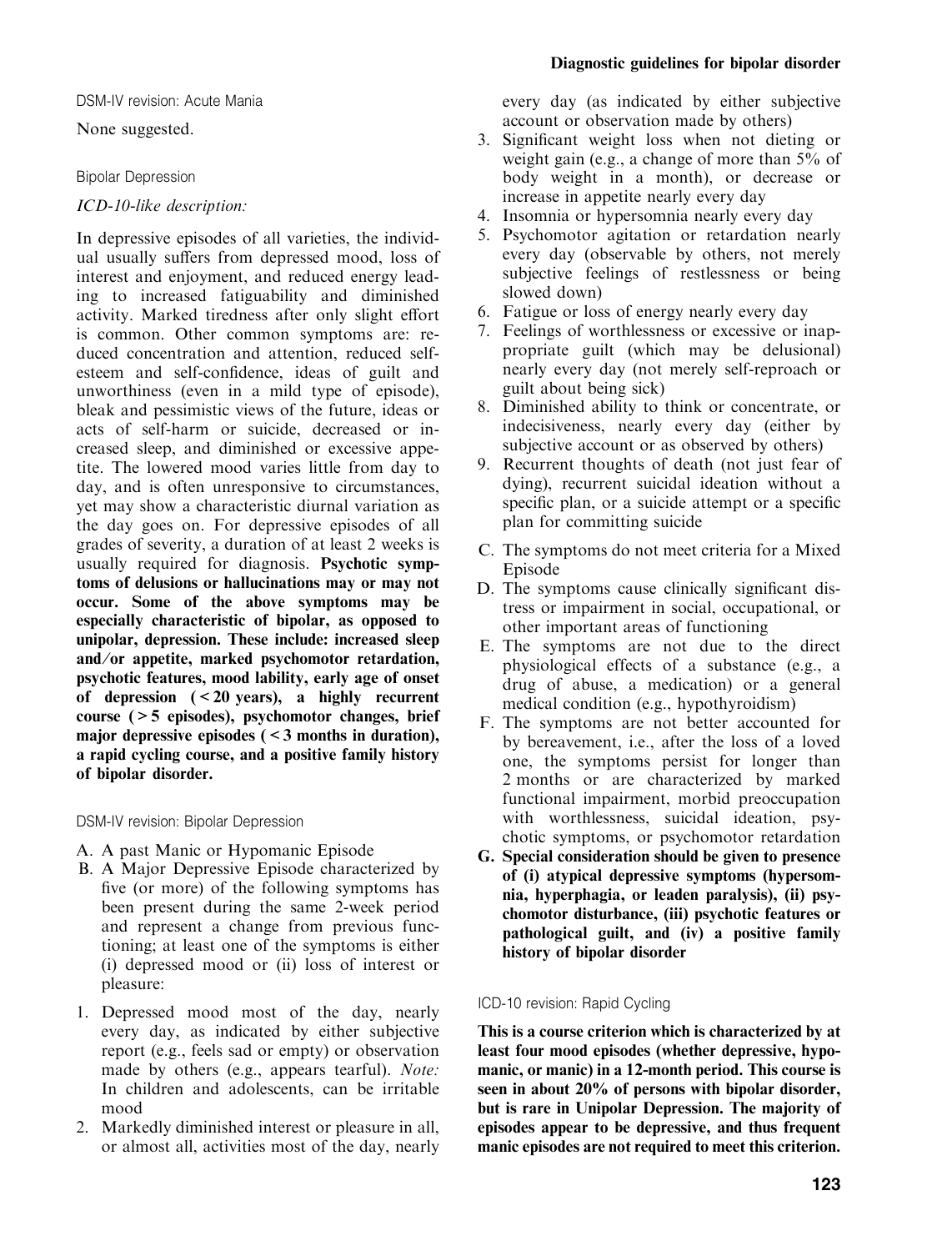DSM-IV revision: Acute Mania

None suggested.

Bipolar Depression

*ICD-10-like description:*

In depressive episodes of all varieties, the individual usually suffers from depressed mood, loss of interest and enjoyment, and reduced energy leading to increased fatiguability and diminished activity. Marked tiredness after only slight effort is common. Other common symptoms are: reduced concentration and attention, reduced self-esteem and self-confidence, ideas of guilt and unworthiness (even in a mild type of episode), bleak and pessimistic views of the future, ideas or acts of self-harm or suicide, decreased or increased sleep, and diminished or excessive appetite. The lowered mood varies little from day to day, and is often unresponsive to circumstances, yet may show a characteristic diurnal variation as the day goes on. For depressive episodes of all grades of severity, a duration of at least 2 weeks is usually required for diagnosis. **Psychotic symptoms of delusions or hallucinations may or may not occur. Some of the above symptoms may be especially characteristic of bipolar, as opposed to unipolar, depression. These include: increased sleep and/or appetite, marked psychomotor retardation, psychotic features, mood lability, early age of onset of depression (< 20 years), a highly recurrent course (> 5 episodes), psychomotor changes, brief major depressive episodes (< 3 months in duration), a rapid cycling course, and a positive family history of bipolar disorder.**

DSM-IV revision: Bipolar Depression

A. A past Manic or Hypomanic Episode
B. A Major Depressive Episode characterized by five (or more) of the following symptoms has been present during the same 2-week period and represent a change from previous functioning; at least one of the symptoms is either (i) depressed mood or (ii) loss of interest or pleasure:

1. Depressed mood most of the day, nearly every day, as indicated by either subjective report (e.g., feels sad or empty) or observation made by others (e.g., appears tearful). *Note:* In children and adolescents, can be irritable mood
2. Markedly diminished interest or pleasure in all, or almost all, activities most of the day, nearly every day (as indicated by either subjective account or observation made by others)
3. Significant weight loss when not dieting or weight gain (e.g., a change of more than 5% of body weight in a month), or decrease or increase in appetite nearly every day
4. Insomnia or hypersomnia nearly every day
5. Psychomotor agitation or retardation nearly every day (observable by others, not merely subjective feelings of restlessness or being slowed down)
6. Fatigue or loss of energy nearly every day
7. Feelings of worthlessness or excessive or inappropriate guilt (which may be delusional) nearly every day (not merely self-reproach or guilt about being sick)
8. Diminished ability to think or concentrate, or indecisiveness, nearly every day (either by subjective account or as observed by others)
9. Recurrent thoughts of death (not just fear of dying), recurrent suicidal ideation without a specific plan, or a suicide attempt or a specific plan for committing suicide

C. The symptoms do not meet criteria for a Mixed Episode
D. The symptoms cause clinically significant distress or impairment in social, occupational, or other important areas of functioning
E. The symptoms are not due to the direct physiological effects of a substance (e.g., a drug of abuse, a medication) or a general medical condition (e.g., hypothyroidism)
F. The symptoms are not better accounted for by bereavement, i.e., after the loss of a loved one, the symptoms persist for longer than 2 months or are characterized by marked functional impairment, morbid preoccupation with worthlessness, suicidal ideation, psychotic symptoms, or psychomotor retardation
**G. Special consideration should be given to presence of (i) atypical depressive symptoms (hypersomnia, hyperphagia, or leaden paralysis), (ii) psychomotor disturbance, (iii) psychotic features or pathological guilt, and (iv) a positive family history of bipolar disorder**

ICD-10 revision: Rapid Cycling

**This is a course criterion which is characterized by at least four mood episodes (whether depressive, hypomanic, or manic) in a 12-month period. This course is seen in about 20% of persons with bipolar disorder, but is rare in Unipolar Depression. The majority of episodes appear to be depressive, and thus frequent manic episodes are not required to meet this criterion.**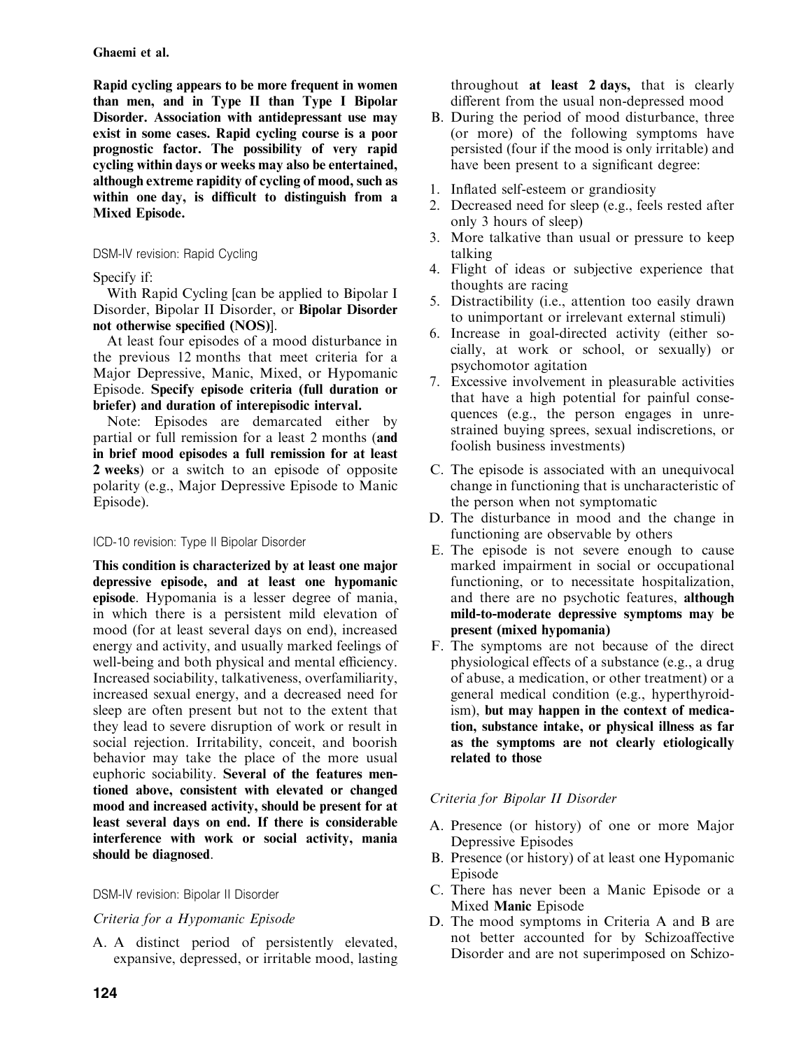**Rapid cycling appears to be more frequent in women than men, and in Type II than Type I Bipolar Disorder. Association with antidepressant use may exist in some cases. Rapid cycling course is a poor prognostic factor. The possibility of very rapid cycling within days or weeks may also be entertained, although extreme rapidity of cycling of mood, such as within one day, is difficult to distinguish from a Mixed Episode.**

### DSM-IV revision: Rapid Cycling

Specify if:

With Rapid Cycling [can be applied to Bipolar I Disorder, Bipolar II Disorder, or **Bipolar Disorder not otherwise specified (NOS)**].

At least four episodes of a mood disturbance in the previous 12 months that meet criteria for a Major Depressive, Manic, Mixed, or Hypomanic Episode. **Specify episode criteria (full duration or briefer) and duration of interepisodic interval.**

Note: Episodes are demarcated either by partial or full remission for a least 2 months (**and in brief mood episodes a full remission for at least 2 weeks**) or a switch to an episode of opposite polarity (e.g., Major Depressive Episode to Manic Episode).

### ICD-10 revision: Type II Bipolar Disorder

**This condition is characterized by at least one major depressive episode, and at least one hypomanic episode**. Hypomania is a lesser degree of mania, in which there is a persistent mild elevation of mood (for at least several days on end), increased energy and activity, and usually marked feelings of well-being and both physical and mental efficiency. Increased sociability, talkativeness, overfamiliarity, increased sexual energy, and a decreased need for sleep are often present but not to the extent that they lead to severe disruption of work or result in social rejection. Irritability, conceit, and boorish behavior may take the place of the more usual euphoric sociability. **Several of the features mentioned above, consistent with elevated or changed mood and increased activity, should be present for at least several days on end. If there is considerable interference with work or social activity, mania should be diagnosed**.

### DSM-IV revision: Bipolar II Disorder

*Criteria for a Hypomanic Episode*

A. A distinct period of persistently elevated, expansive, depressed, or irritable mood, lasting throughout **at least 2 days,** that is clearly different from the usual non-depressed mood

B. During the period of mood disturbance, three (or more) of the following symptoms have persisted (four if the mood is only irritable) and have been present to a significant degree:

1. Inflated self-esteem or grandiosity
2. Decreased need for sleep (e.g., feels rested after only 3 hours of sleep)
3. More talkative than usual or pressure to keep talking
4. Flight of ideas or subjective experience that thoughts are racing
5. Distractibility (i.e., attention too easily drawn to unimportant or irrelevant external stimuli)
6. Increase in goal-directed activity (either socially, at work or school, or sexually) or psychomotor agitation
7. Excessive involvement in pleasurable activities that have a high potential for painful consequences (e.g., the person engages in unrestrained buying sprees, sexual indiscretions, or foolish business investments)

C. The episode is associated with an unequivocal change in functioning that is uncharacteristic of the person when not symptomatic

D. The disturbance in mood and the change in functioning are observable by others

E. The episode is not severe enough to cause marked impairment in social or occupational functioning, or to necessitate hospitalization, and there are no psychotic features, **although mild-to-moderate depressive symptoms may be present (mixed hypomania)**

F. The symptoms are not because of the direct physiological effects of a substance (e.g., a drug of abuse, a medication, or other treatment) or a general medical condition (e.g., hyperthyroidism), **but may happen in the context of medication, substance intake, or physical illness as far as the symptoms are not clearly etiologically related to those**

*Criteria for Bipolar II Disorder*

A. Presence (or history) of one or more Major Depressive Episodes

B. Presence (or history) of at least one Hypomanic Episode

C. There has never been a Manic Episode or a Mixed **Manic** Episode

D. The mood symptoms in Criteria A and B are not better accounted for by Schizoaffective Disorder and are not superimposed on Schizo-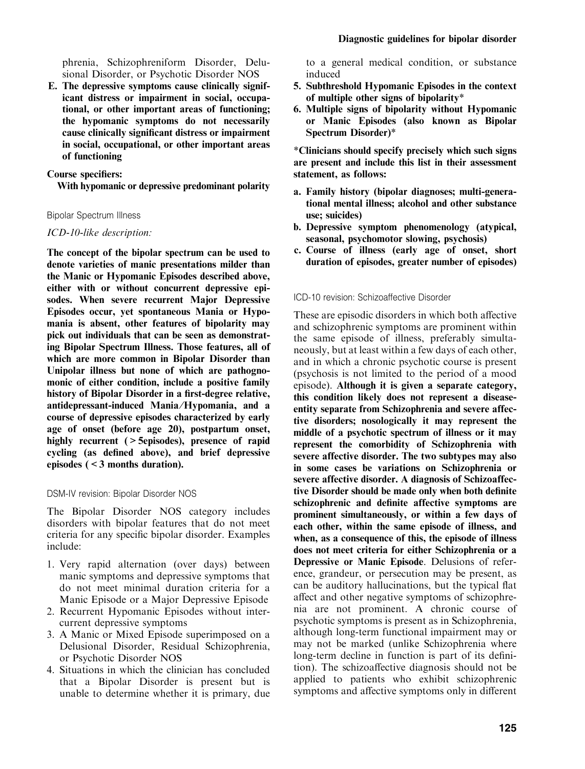phrenia, Schizophreniform Disorder, Delusional Disorder, or Psychotic Disorder NOS

**E. The depressive symptoms cause clinically significant distress or impairment in social, occupational, or other important areas of functioning; the hypomanic symptoms do not necessarily cause clinically significant distress or impairment in social, occupational, or other important areas of functioning**

**Course specifiers:**

**With hypomanic or depressive predominant polarity**

### Bipolar Spectrum Illness

*ICD-10-like description:*

**The concept of the bipolar spectrum can be used to denote varieties of manic presentations milder than the Manic or Hypomanic Episodes described above, either with or without concurrent depressive episodes. When severe recurrent Major Depressive Episodes occur, yet spontaneous Mania or Hypomania is absent, other features of bipolarity may pick out individuals that can be seen as demonstrating Bipolar Spectrum Illness. Those features, all of which are more common in Bipolar Disorder than Unipolar illness but none of which are pathognomonic of either condition, include a positive family history of Bipolar Disorder in a first-degree relative, antidepressant-induced Mania/Hypomania, and a course of depressive episodes characterized by early age of onset (before age 20), postpartum onset, highly recurrent (>5episodes), presence of rapid cycling (as defined above), and brief depressive episodes (<3 months duration).**

### DSM-IV revision: Bipolar Disorder NOS

The Bipolar Disorder NOS category includes disorders with bipolar features that do not meet criteria for any specific bipolar disorder. Examples include:

1. Very rapid alternation (over days) between manic symptoms and depressive symptoms that do not meet minimal duration criteria for a Manic Episode or a Major Depressive Episode
2. Recurrent Hypomanic Episodes without intercurrent depressive symptoms
3. A Manic or Mixed Episode superimposed on a Delusional Disorder, Residual Schizophrenia, or Psychotic Disorder NOS
4. Situations in which the clinician has concluded that a Bipolar Disorder is present but is unable to determine whether it is primary, due to a general medical condition, or substance induced
5. **Subthreshold Hypomanic Episodes in the context of multiple other signs of bipolarity***
6. **Multiple signs of bipolarity without Hypomanic or Manic Episodes (also known as Bipolar Spectrum Disorder)***

***Clinicians should specify precisely which such signs are present and include this list in their assessment statement, as follows:**

- **a. Family history (bipolar diagnoses; multi-generational mental illness; alcohol and other substance use; suicides)**
- **b. Depressive symptom phenomenology (atypical, seasonal, psychomotor slowing, psychosis)**
- **c. Course of illness (early age of onset, short duration of episodes, greater number of episodes)**

### ICD-10 revision: Schizoaffective Disorder

These are episodic disorders in which both affective and schizophrenic symptoms are prominent within the same episode of illness, preferably simultaneously, but at least within a few days of each other, and in which a chronic psychotic course is present (psychosis is not limited to the period of a mood episode). **Although it is given a separate category, this condition likely does not represent a disease-entity separate from Schizophrenia and severe affective disorders; nosologically it may represent the middle of a psychotic spectrum of illness or it may represent the comorbidity of Schizophrenia with severe affective disorder. The two subtypes may also in some cases be variations on Schizophrenia or severe affective disorder. A diagnosis of Schizoaffective Disorder should be made only when both definite schizophrenic and definite affective symptoms are prominent simultaneously, or within a few days of each other, within the same episode of illness, and when, as a consequence of this, the episode of illness does not meet criteria for either Schizophrenia or a Depressive or Manic Episode**. Delusions of reference, grandeur, or persecution may be present, as can be auditory hallucinations, but the typical flat affect and other negative symptoms of schizophrenia are not prominent. A chronic course of psychotic symptoms is present as in Schizophrenia, although long-term functional impairment may or may not be marked (unlike Schizophrenia where long-term decline in function is part of its definition). The schizoaffective diagnosis should not be applied to patients who exhibit schizophrenic symptoms and affective symptoms only in different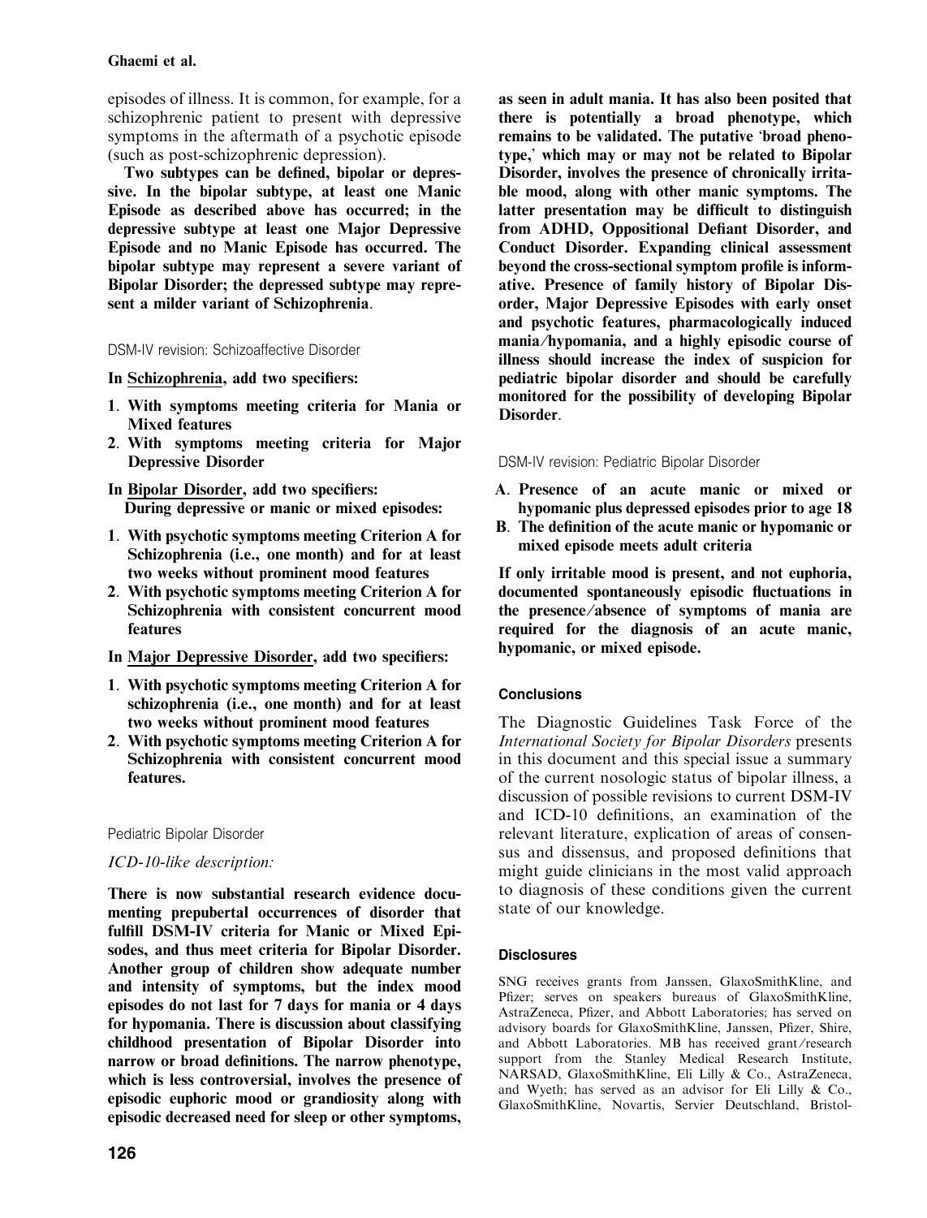episodes of illness. It is common, for example, for a schizophrenic patient to present with depressive symptoms in the aftermath of a psychotic episode (such as post-schizophrenic depression).

**Two subtypes can be defined, bipolar or depressive. In the bipolar subtype, at least one Manic Episode as described above has occurred; in the depressive subtype at least one Major Depressive Episode and no Manic Episode has occurred. The bipolar subtype may represent a severe variant of Bipolar Disorder; the depressed subtype may represent a milder variant of Schizophrenia**.

DSM-IV revision: Schizoaffective Disorder

**In Schizophrenia, add two specifiers:**

1. **With symptoms meeting criteria for Mania or Mixed features**
2. **With symptoms meeting criteria for Major Depressive Disorder**

**In Bipolar Disorder, add two specifiers:**
**During depressive or manic or mixed episodes:**

1. **With psychotic symptoms meeting Criterion A for Schizophrenia (i.e., one month) and for at least two weeks without prominent mood features**
2. **With psychotic symptoms meeting Criterion A for Schizophrenia with consistent concurrent mood features**

**In Major Depressive Disorder, add two specifiers:**

1. **With psychotic symptoms meeting Criterion A for schizophrenia (i.e., one month) and for at least two weeks without prominent mood features**
2. **With psychotic symptoms meeting Criterion A for Schizophrenia with consistent concurrent mood features.**

Pediatric Bipolar Disorder

*ICD-10-like description:*

**There is now substantial research evidence documenting prepubertal occurrences of disorder that fulfill DSM-IV criteria for Manic or Mixed Episodes, and thus meet criteria for Bipolar Disorder. Another group of children show adequate number and intensity of symptoms, but the index mood episodes do not last for 7 days for mania or 4 days for hypomania. There is discussion about classifying childhood presentation of Bipolar Disorder into narrow or broad definitions. The narrow phenotype, which is less controversial, involves the presence of episodic euphoric mood or grandiosity along with episodic decreased need for sleep or other symptoms, as seen in adult mania. It has also been posited that there is potentially a broad phenotype, which remains to be validated. The putative 'broad phenotype,' which may or may not be related to Bipolar Disorder, involves the presence of chronically irritable mood, along with other manic symptoms. The latter presentation may be difficult to distinguish from ADHD, Oppositional Defiant Disorder, and Conduct Disorder. Expanding clinical assessment beyond the cross-sectional symptom profile is informative. Presence of family history of Bipolar Disorder, Major Depressive Episodes with early onset and psychotic features, pharmacologically induced mania/hypomania, and a highly episodic course of illness should increase the index of suspicion for pediatric bipolar disorder and should be carefully monitored for the possibility of developing Bipolar Disorder**.

DSM-IV revision: Pediatric Bipolar Disorder

- A. **Presence of an acute manic or mixed or hypomanic plus depressed episodes prior to age 18**
- B. **The definition of the acute manic or hypomanic or mixed episode meets adult criteria**

**If only irritable mood is present, and not euphoria, documented spontaneously episodic fluctuations in the presence/absence of symptoms of mania are required for the diagnosis of an acute manic, hypomanic, or mixed episode.**

## Conclusions

The Diagnostic Guidelines Task Force of the *International Society for Bipolar Disorders* presents in this document and this special issue a summary of the current nosologic status of bipolar illness, a discussion of possible revisions to current DSM-IV and ICD-10 definitions, an examination of the relevant literature, explication of areas of consensus and dissensus, and proposed definitions that might guide clinicians in the most valid approach to diagnosis of these conditions given the current state of our knowledge.

## Disclosures

SNG receives grants from Janssen, GlaxoSmithKline, and Pfizer; serves on speakers bureaus of GlaxoSmithKline, AstraZeneca, Pfizer, and Abbott Laboratories; has served on advisory boards for GlaxoSmithKline, Janssen, Pfizer, Shire, and Abbott Laboratories. MB has received grant/research support from the Stanley Medical Research Institute, NARSAD, GlaxoSmithKline, Eli Lilly & Co., AstraZeneca, and Wyeth; has served as an advisor for Eli Lilly & Co., GlaxoSmithKline, Novartis, Servier Deutschland, Bristol-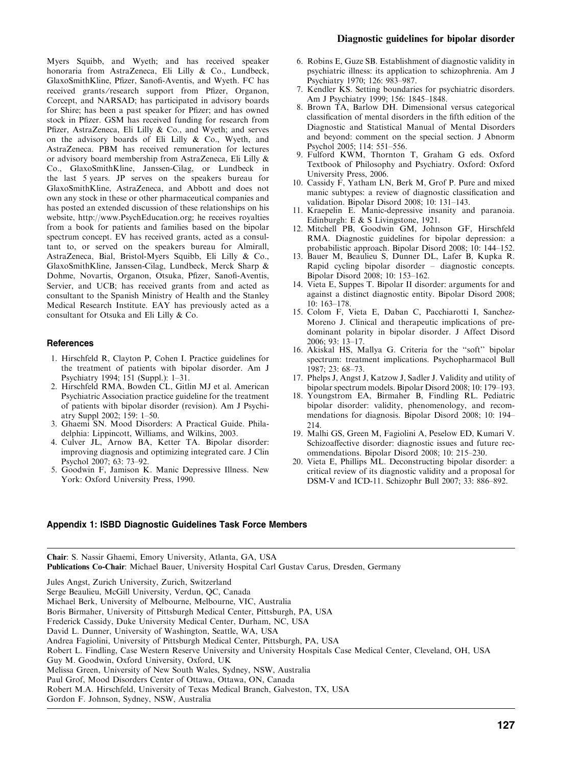Myers Squibb, and Wyeth; and has received speaker honoraria from AstraZeneca, Eli Lilly & Co., Lundbeck, GlaxoSmithKline, Pfizer, Sanofi-Aventis, and Wyeth. FC has received grants/research support from Pfizer, Organon, Corcept, and NARSAD; has participated in advisory boards for Shire; has been a past speaker for Pfizer; and has owned stock in Pfizer. GSM has received funding for research from Pfizer, AstraZeneca, Eli Lilly & Co., and Wyeth; and serves on the advisory boards of Eli Lilly & Co., Wyeth, and AstraZeneca. PBM has received remuneration for lectures or advisory board membership from AstraZeneca, Eli Lilly & Co., GlaxoSmithKline, Janssen-Cilag, or Lundbeck in the last 5 years. JP serves on the speakers bureau for GlaxoSmithKline, AstraZeneca, and Abbott and does not own any stock in these or other pharmaceutical companies and has posted an extended discussion of these relationships on his website, http://www.PsychEducation.org; he receives royalties from a book for patients and families based on the bipolar spectrum concept. EV has received grants, acted as a consultant to, or served on the speakers bureau for Almirall, AstraZeneca, Bial, Bristol-Myers Squibb, Eli Lilly & Co., GlaxoSmithKline, Janssen-Cilag, Lundbeck, Merck Sharp & Dohme, Novartis, Organon, Otsuka, Pfizer, Sanofi-Aventis, Servier, and UCB; has received grants from and acted as consultant to the Spanish Ministry of Health and the Stanley Medical Research Institute. EAY has previously acted as a consultant for Otsuka and Eli Lilly & Co.

## References

1. Hirschfeld R, Clayton P, Cohen I. Practice guidelines for the treatment of patients with bipolar disorder. Am J Psychiatry 1994; 151 (Suppl.): 1–31.
2. Hirschfeld RMA, Bowden CL, Gitlin MJ et al. American Psychiatric Association practice guideline for the treatment of patients with bipolar disorder (revision). Am J Psychiatry Suppl 2002; 159: 1–50.
3. Ghaemi SN. Mood Disorders: A Practical Guide. Philadelphia: Lippincott, Williams, and Wilkins, 2003.
4. Culver JL, Arnow BA, Ketter TA. Bipolar disorder: improving diagnosis and optimizing integrated care. J Clin Psychol 2007; 63: 73–92.
5. Goodwin F, Jamison K. Manic Depressive Illness. New York: Oxford University Press, 1990.
6. Robins E, Guze SB. Establishment of diagnostic validity in psychiatric illness: its application to schizophrenia. Am J Psychiatry 1970; 126: 983–987.
7. Kendler KS. Setting boundaries for psychiatric disorders. Am J Psychiatry 1999; 156: 1845–1848.
8. Brown TA, Barlow DH. Dimensional versus categorical classification of mental disorders in the fifth edition of the Diagnostic and Statistical Manual of Mental Disorders and beyond: comment on the special section. J Abnorm Psychol 2005; 114: 551–556.
9. Fulford KWM, Thornton T, Graham G eds. Oxford Textbook of Philosophy and Psychiatry. Oxford: Oxford University Press, 2006.
10. Cassidy F, Yatham LN, Berk M, Grof P. Pure and mixed manic subtypes: a review of diagnostic classification and validation. Bipolar Disord 2008; 10: 131–143.
11. Kraepelin E. Manic-depressive insanity and paranoia. Edinburgh: E & S Livingstone, 1921.
12. Mitchell PB, Goodwin GM, Johnson GF, Hirschfeld RMA. Diagnostic guidelines for bipolar depression: a probabilistic approach. Bipolar Disord 2008; 10: 144–152.
13. Bauer M, Beaulieu S, Dunner DL, Lafer B, Kupka R. Rapid cycling bipolar disorder – diagnostic concepts. Bipolar Disord 2008; 10: 153–162.
14. Vieta E, Suppes T. Bipolar II disorder: arguments for and against a distinct diagnostic entity. Bipolar Disord 2008; 10: 163–178.
15. Colom F, Vieta E, Daban C, Pacchiarotti I, Sanchez-Moreno J. Clinical and therapeutic implications of predominant polarity in bipolar disorder. J Affect Disord 2006; 93: 13–17.
16. Akiskal HS, Mallya G. Criteria for the "soft" bipolar spectrum: treatment implications. Psychopharmacol Bull 1987; 23: 68–73.
17. Phelps J, Angst J, Katzow J, Sadler J. Validity and utility of bipolar spectrum models. Bipolar Disord 2008; 10: 179–193.
18. Youngstrom EA, Birmaher B, Findling RL. Pediatric bipolar disorder: validity, phenomenology, and recommendations for diagnosis. Bipolar Disord 2008; 10: 194–214.
19. Malhi GS, Green M, Fagiolini A, Peselow ED, Kumari V. Schizoaffective disorder: diagnostic issues and future recommendations. Bipolar Disord 2008; 10: 215–230.
20. Vieta E, Phillips ML. Deconstructing bipolar disorder: a critical review of its diagnostic validity and a proposal for DSM-V and ICD-11. Schizophr Bull 2007; 33: 886–892.

## Appendix 1: ISBD Diagnostic Guidelines Task Force Members

**Chair**: S. Nassir Ghaemi, Emory University, Atlanta, GA, USA
**Publications Co-Chair**: Michael Bauer, University Hospital Carl Gustav Carus, Dresden, Germany

Jules Angst, Zurich University, Zurich, Switzerland
Serge Beaulieu, McGill University, Verdun, QC, Canada
Michael Berk, University of Melbourne, Melbourne, VIC, Australia
Boris Birmaher, University of Pittsburgh Medical Center, Pittsburgh, PA, USA
Frederick Cassidy, Duke University Medical Center, Durham, NC, USA
David L. Dunner, University of Washington, Seattle, WA, USA
Andrea Fagiolini, University of Pittsburgh Medical Center, Pittsburgh, PA, USA
Robert L. Findling, Case Western Reserve University and University Hospitals Case Medical Center, Cleveland, OH, USA
Guy M. Goodwin, Oxford University, Oxford, UK
Melissa Green, University of New South Wales, Sydney, NSW, Australia
Paul Grof, Mood Disorders Center of Ottawa, Ottawa, ON, Canada
Robert M.A. Hirschfeld, University of Texas Medical Branch, Galveston, TX, USA
Gordon F. Johnson, Sydney, NSW, Australia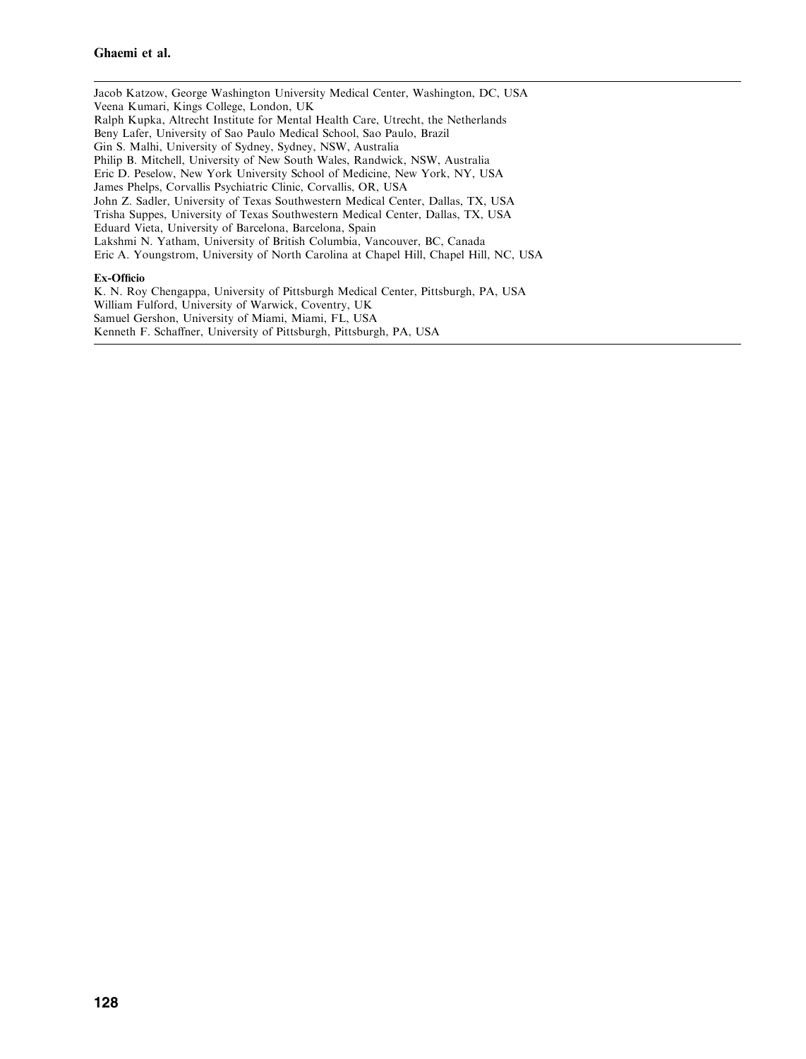Jacob Katzow, George Washington University Medical Center, Washington, DC, USA
Veena Kumari, Kings College, London, UK
Ralph Kupka, Altrecht Institute for Mental Health Care, Utrecht, the Netherlands
Beny Lafer, University of Sao Paulo Medical School, Sao Paulo, Brazil
Gin S. Malhi, University of Sydney, Sydney, NSW, Australia
Philip B. Mitchell, University of New South Wales, Randwick, NSW, Australia
Eric D. Peselow, New York University School of Medicine, New York, NY, USA
James Phelps, Corvallis Psychiatric Clinic, Corvallis, OR, USA
John Z. Sadler, University of Texas Southwestern Medical Center, Dallas, TX, USA
Trisha Suppes, University of Texas Southwestern Medical Center, Dallas, TX, USA
Eduard Vieta, University of Barcelona, Barcelona, Spain
Lakshmi N. Yatham, University of British Columbia, Vancouver, BC, Canada
Eric A. Youngstrom, University of North Carolina at Chapel Hill, Chapel Hill, NC, USA

**Ex-Officio**

K. N. Roy Chengappa, University of Pittsburgh Medical Center, Pittsburgh, PA, USA
William Fulford, University of Warwick, Coventry, UK
Samuel Gershon, University of Miami, Miami, FL, USA
Kenneth F. Schaffner, University of Pittsburgh, Pittsburgh, PA, USA